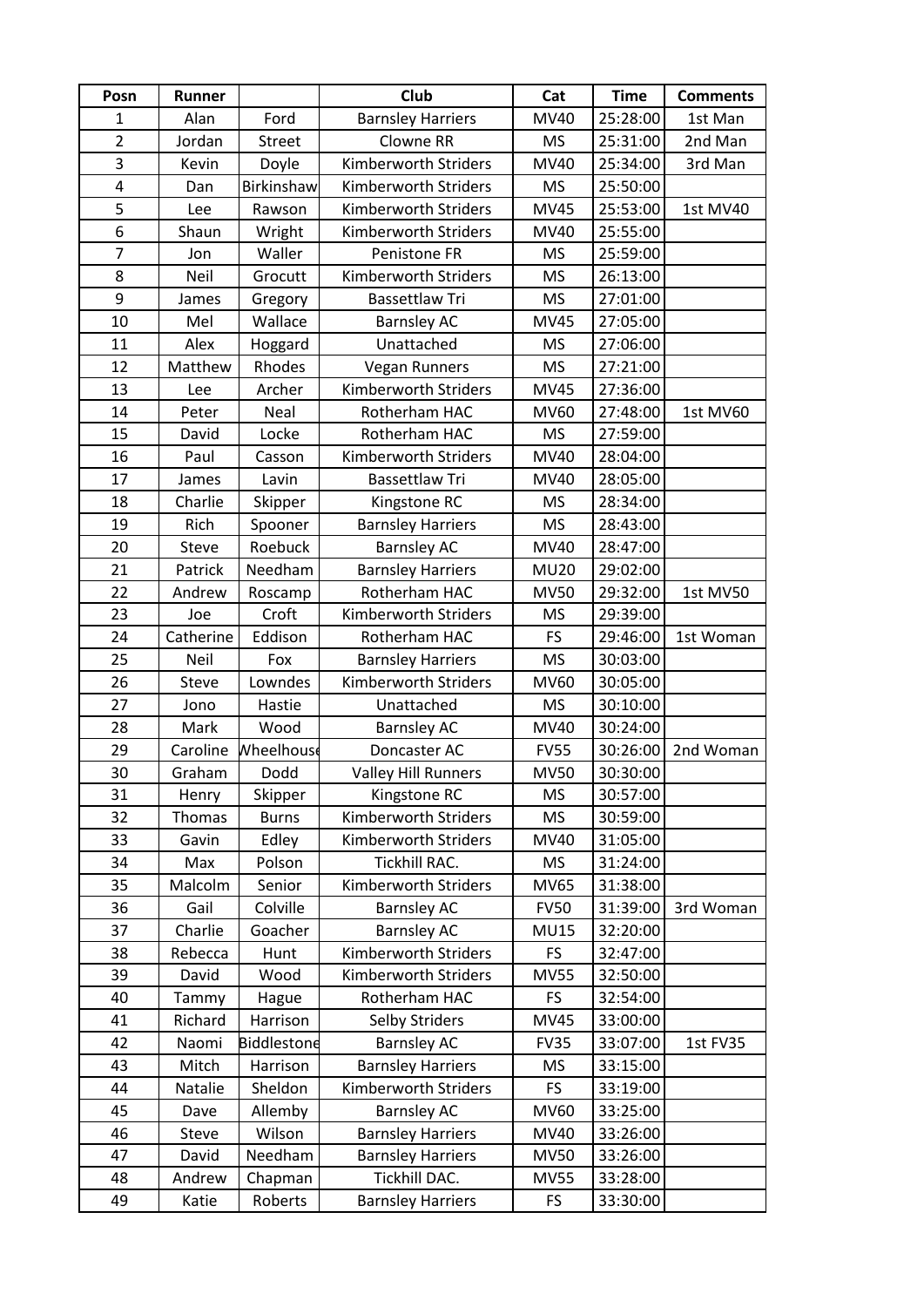| Posn | Runner | | Club | Cat | Time | Comments |
|---|---|---|---|---|---|---|
| 1 | Alan | Ford | Barnsley Harriers | MV40 | 25:28:00 | 1st Man |
| 2 | Jordan | Street | Clowne RR | MS | 25:31:00 | 2nd Man |
| 3 | Kevin | Doyle | Kimberworth Striders | MV40 | 25:34:00 | 3rd Man |
| 4 | Dan | Birkinshaw | Kimberworth Striders | MS | 25:50:00 | |
| 5 | Lee | Rawson | Kimberworth Striders | MV45 | 25:53:00 | 1st MV40 |
| 6 | Shaun | Wright | Kimberworth Striders | MV40 | 25:55:00 | |
| 7 | Jon | Waller | Penistone FR | MS | 25:59:00 | |
| 8 | Neil | Grocutt | Kimberworth Striders | MS | 26:13:00 | |
| 9 | James | Gregory | Bassettlaw Tri | MS | 27:01:00 | |
| 10 | Mel | Wallace | Barnsley AC | MV45 | 27:05:00 | |
| 11 | Alex | Hoggard | Unattached | MS | 27:06:00 | |
| 12 | Matthew | Rhodes | Vegan Runners | MS | 27:21:00 | |
| 13 | Lee | Archer | Kimberworth Striders | MV45 | 27:36:00 | |
| 14 | Peter | Neal | Rotherham HAC | MV60 | 27:48:00 | 1st MV60 |
| 15 | David | Locke | Rotherham HAC | MS | 27:59:00 | |
| 16 | Paul | Casson | Kimberworth Striders | MV40 | 28:04:00 | |
| 17 | James | Lavin | Bassettlaw Tri | MV40 | 28:05:00 | |
| 18 | Charlie | Skipper | Kingstone RC | MS | 28:34:00 | |
| 19 | Rich | Spooner | Barnsley Harriers | MS | 28:43:00 | |
| 20 | Steve | Roebuck | Barnsley AC | MV40 | 28:47:00 | |
| 21 | Patrick | Needham | Barnsley Harriers | MU20 | 29:02:00 | |
| 22 | Andrew | Roscamp | Rotherham HAC | MV50 | 29:32:00 | 1st MV50 |
| 23 | Joe | Croft | Kimberworth Striders | MS | 29:39:00 | |
| 24 | Catherine | Eddison | Rotherham HAC | FS | 29:46:00 | 1st Woman |
| 25 | Neil | Fox | Barnsley Harriers | MS | 30:03:00 | |
| 26 | Steve | Lowndes | Kimberworth Striders | MV60 | 30:05:00 | |
| 27 | Jono | Hastie | Unattached | MS | 30:10:00 | |
| 28 | Mark | Wood | Barnsley AC | MV40 | 30:24:00 | |
| 29 | Caroline | Wheelhouse | Doncaster AC | FV55 | 30:26:00 | 2nd Woman |
| 30 | Graham | Dodd | Valley Hill Runners | MV50 | 30:30:00 | |
| 31 | Henry | Skipper | Kingstone RC | MS | 30:57:00 | |
| 32 | Thomas | Burns | Kimberworth Striders | MS | 30:59:00 | |
| 33 | Gavin | Edley | Kimberworth Striders | MV40 | 31:05:00 | |
| 34 | Max | Polson | Tickhill RAC. | MS | 31:24:00 | |
| 35 | Malcolm | Senior | Kimberworth Striders | MV65 | 31:38:00 | |
| 36 | Gail | Colville | Barnsley AC | FV50 | 31:39:00 | 3rd Woman |
| 37 | Charlie | Goacher | Barnsley AC | MU15 | 32:20:00 | |
| 38 | Rebecca | Hunt | Kimberworth Striders | FS | 32:47:00 | |
| 39 | David | Wood | Kimberworth Striders | MV55 | 32:50:00 | |
| 40 | Tammy | Hague | Rotherham HAC | FS | 32:54:00 | |
| 41 | Richard | Harrison | Selby Striders | MV45 | 33:00:00 | |
| 42 | Naomi | Biddlestone | Barnsley AC | FV35 | 33:07:00 | 1st FV35 |
| 43 | Mitch | Harrison | Barnsley Harriers | MS | 33:15:00 | |
| 44 | Natalie | Sheldon | Kimberworth Striders | FS | 33:19:00 | |
| 45 | Dave | Allemby | Barnsley AC | MV60 | 33:25:00 | |
| 46 | Steve | Wilson | Barnsley Harriers | MV40 | 33:26:00 | |
| 47 | David | Needham | Barnsley Harriers | MV50 | 33:26:00 | |
| 48 | Andrew | Chapman | Tickhill DAC. | MV55 | 33:28:00 | |
| 49 | Katie | Roberts | Barnsley Harriers | FS | 33:30:00 | |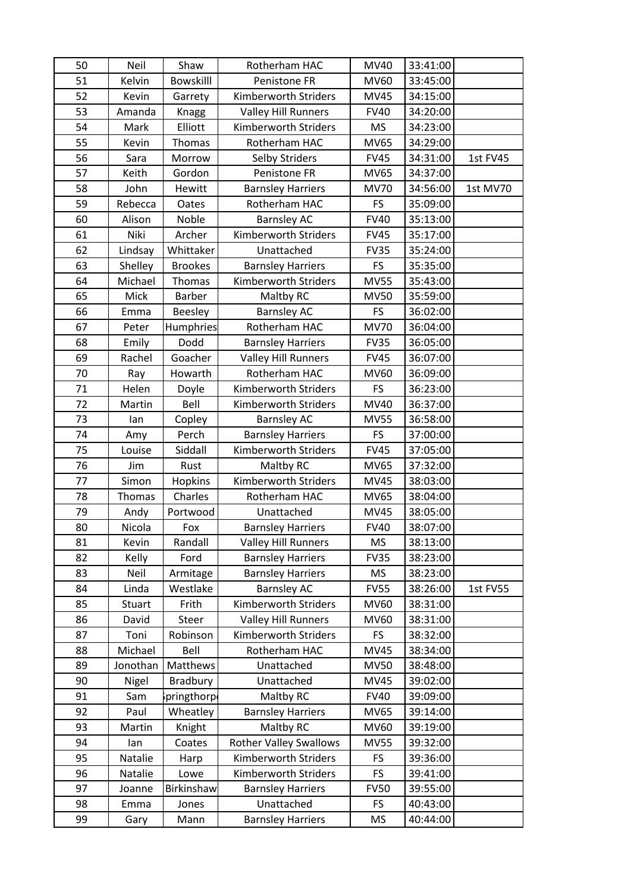| 50 | Neil | Shaw | Rotherham HAC | MV40 | 33:41:00 | |
|---|---|---|---|---|---|---|
| 51 | Kelvin | Bowskilll | Penistone FR | MV60 | 33:45:00 | |
| 52 | Kevin | Garrety | Kimberworth Striders | MV45 | 34:15:00 | |
| 53 | Amanda | Knagg | Valley Hill Runners | FV40 | 34:20:00 | |
| 54 | Mark | Elliott | Kimberworth Striders | MS | 34:23:00 | |
| 55 | Kevin | Thomas | Rotherham HAC | MV65 | 34:29:00 | |
| 56 | Sara | Morrow | Selby Striders | FV45 | 34:31:00 | 1st FV45 |
| 57 | Keith | Gordon | Penistone FR | MV65 | 34:37:00 | |
| 58 | John | Hewitt | Barnsley Harriers | MV70 | 34:56:00 | 1st MV70 |
| 59 | Rebecca | Oates | Rotherham HAC | FS | 35:09:00 | |
| 60 | Alison | Noble | Barnsley AC | FV40 | 35:13:00 | |
| 61 | Niki | Archer | Kimberworth Striders | FV45 | 35:17:00 | |
| 62 | Lindsay | Whittaker | Unattached | FV35 | 35:24:00 | |
| 63 | Shelley | Brookes | Barnsley Harriers | FS | 35:35:00 | |
| 64 | Michael | Thomas | Kimberworth Striders | MV55 | 35:43:00 | |
| 65 | Mick | Barber | Maltby RC | MV50 | 35:59:00 | |
| 66 | Emma | Beesley | Barnsley AC | FS | 36:02:00 | |
| 67 | Peter | Humphries | Rotherham HAC | MV70 | 36:04:00 | |
| 68 | Emily | Dodd | Barnsley Harriers | FV35 | 36:05:00 | |
| 69 | Rachel | Goacher | Valley Hill Runners | FV45 | 36:07:00 | |
| 70 | Ray | Howarth | Rotherham HAC | MV60 | 36:09:00 | |
| 71 | Helen | Doyle | Kimberworth Striders | FS | 36:23:00 | |
| 72 | Martin | Bell | Kimberworth Striders | MV40 | 36:37:00 | |
| 73 | Ian | Copley | Barnsley AC | MV55 | 36:58:00 | |
| 74 | Amy | Perch | Barnsley Harriers | FS | 37:00:00 | |
| 75 | Louise | Siddall | Kimberworth Striders | FV45 | 37:05:00 | |
| 76 | Jim | Rust | Maltby RC | MV65 | 37:32:00 | |
| 77 | Simon | Hopkins | Kimberworth Striders | MV45 | 38:03:00 | |
| 78 | Thomas | Charles | Rotherham HAC | MV65 | 38:04:00 | |
| 79 | Andy | Portwood | Unattached | MV45 | 38:05:00 | |
| 80 | Nicola | Fox | Barnsley Harriers | FV40 | 38:07:00 | |
| 81 | Kevin | Randall | Valley Hill Runners | MS | 38:13:00 | |
| 82 | Kelly | Ford | Barnsley Harriers | FV35 | 38:23:00 | |
| 83 | Neil | Armitage | Barnsley Harriers | MS | 38:23:00 | |
| 84 | Linda | Westlake | Barnsley AC | FV55 | 38:26:00 | 1st FV55 |
| 85 | Stuart | Frith | Kimberworth Striders | MV60 | 38:31:00 | |
| 86 | David | Steer | Valley Hill Runners | MV60 | 38:31:00 | |
| 87 | Toni | Robinson | Kimberworth Striders | FS | 38:32:00 | |
| 88 | Michael | Bell | Rotherham HAC | MV45 | 38:34:00 | |
| 89 | Jonothan | Matthews | Unattached | MV50 | 38:48:00 | |
| 90 | Nigel | Bradbury | Unattached | MV45 | 39:02:00 | |
| 91 | Sam | Springthorp | Maltby RC | FV40 | 39:09:00 | |
| 92 | Paul | Wheatley | Barnsley Harriers | MV65 | 39:14:00 | |
| 93 | Martin | Knight | Maltby RC | MV60 | 39:19:00 | |
| 94 | Ian | Coates | Rother Valley Swallows | MV55 | 39:32:00 | |
| 95 | Natalie | Harp | Kimberworth Striders | FS | 39:36:00 | |
| 96 | Natalie | Lowe | Kimberworth Striders | FS | 39:41:00 | |
| 97 | Joanne | Birkinshaw | Barnsley Harriers | FV50 | 39:55:00 | |
| 98 | Emma | Jones | Unattached | FS | 40:43:00 | |
| 99 | Gary | Mann | Barnsley Harriers | MS | 40:44:00 | |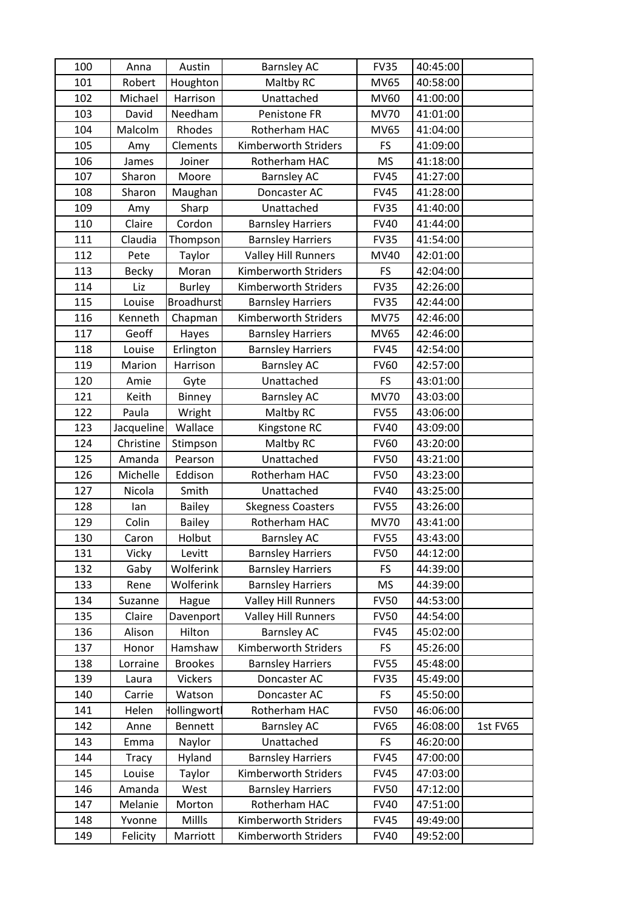| 100 | Anna | Austin | Barnsley AC | FV35 | 40:45:00 | |
|---|---|---|---|---|---|---|
| 101 | Robert | Houghton | Maltby RC | MV65 | 40:58:00 | |
| 102 | Michael | Harrison | Unattached | MV60 | 41:00:00 | |
| 103 | David | Needham | Penistone FR | MV70 | 41:01:00 | |
| 104 | Malcolm | Rhodes | Rotherham HAC | MV65 | 41:04:00 | |
| 105 | Amy | Clements | Kimberworth Striders | FS | 41:09:00 | |
| 106 | James | Joiner | Rotherham HAC | MS | 41:18:00 | |
| 107 | Sharon | Moore | Barnsley AC | FV45 | 41:27:00 | |
| 108 | Sharon | Maughan | Doncaster AC | FV45 | 41:28:00 | |
| 109 | Amy | Sharp | Unattached | FV35 | 41:40:00 | |
| 110 | Claire | Cordon | Barnsley Harriers | FV40 | 41:44:00 | |
| 111 | Claudia | Thompson | Barnsley Harriers | FV35 | 41:54:00 | |
| 112 | Pete | Taylor | Valley Hill Runners | MV40 | 42:01:00 | |
| 113 | Becky | Moran | Kimberworth Striders | FS | 42:04:00 | |
| 114 | Liz | Burley | Kimberworth Striders | FV35 | 42:26:00 | |
| 115 | Louise | Broadhurst | Barnsley Harriers | FV35 | 42:44:00 | |
| 116 | Kenneth | Chapman | Kimberworth Striders | MV75 | 42:46:00 | |
| 117 | Geoff | Hayes | Barnsley Harriers | MV65 | 42:46:00 | |
| 118 | Louise | Erlington | Barnsley Harriers | FV45 | 42:54:00 | |
| 119 | Marion | Harrison | Barnsley AC | FV60 | 42:57:00 | |
| 120 | Amie | Gyte | Unattached | FS | 43:01:00 | |
| 121 | Keith | Binney | Barnsley AC | MV70 | 43:03:00 | |
| 122 | Paula | Wright | Maltby RC | FV55 | 43:06:00 | |
| 123 | Jacqueline | Wallace | Kingstone RC | FV40 | 43:09:00 | |
| 124 | Christine | Stimpson | Maltby RC | FV60 | 43:20:00 | |
| 125 | Amanda | Pearson | Unattached | FV50 | 43:21:00 | |
| 126 | Michelle | Eddison | Rotherham HAC | FV50 | 43:23:00 | |
| 127 | Nicola | Smith | Unattached | FV40 | 43:25:00 | |
| 128 | Ian | Bailey | Skegness Coasters | FV55 | 43:26:00 | |
| 129 | Colin | Bailey | Rotherham HAC | MV70 | 43:41:00 | |
| 130 | Caron | Holbut | Barnsley AC | FV55 | 43:43:00 | |
| 131 | Vicky | Levitt | Barnsley Harriers | FV50 | 44:12:00 | |
| 132 | Gaby | Wolferink | Barnsley Harriers | FS | 44:39:00 | |
| 133 | Rene | Wolferink | Barnsley Harriers | MS | 44:39:00 | |
| 134 | Suzanne | Hague | Valley Hill Runners | FV50 | 44:53:00 | |
| 135 | Claire | Davenport | Valley Hill Runners | FV50 | 44:54:00 | |
| 136 | Alison | Hilton | Barnsley AC | FV45 | 45:02:00 | |
| 137 | Honor | Hamshaw | Kimberworth Striders | FS | 45:26:00 | |
| 138 | Lorraine | Brookes | Barnsley Harriers | FV55 | 45:48:00 | |
| 139 | Laura | Vickers | Doncaster AC | FV35 | 45:49:00 | |
| 140 | Carrie | Watson | Doncaster AC | FS | 45:50:00 | |
| 141 | Helen | Hollingworth | Rotherham HAC | FV50 | 46:06:00 | |
| 142 | Anne | Bennett | Barnsley AC | FV65 | 46:08:00 | 1st FV65 |
| 143 | Emma | Naylor | Unattached | FS | 46:20:00 | |
| 144 | Tracy | Hyland | Barnsley Harriers | FV45 | 47:00:00 | |
| 145 | Louise | Taylor | Kimberworth Striders | FV45 | 47:03:00 | |
| 146 | Amanda | West | Barnsley Harriers | FV50 | 47:12:00 | |
| 147 | Melanie | Morton | Rotherham HAC | FV40 | 47:51:00 | |
| 148 | Yvonne | Millls | Kimberworth Striders | FV45 | 49:49:00 | |
| 149 | Felicity | Marriott | Kimberworth Striders | FV40 | 49:52:00 | |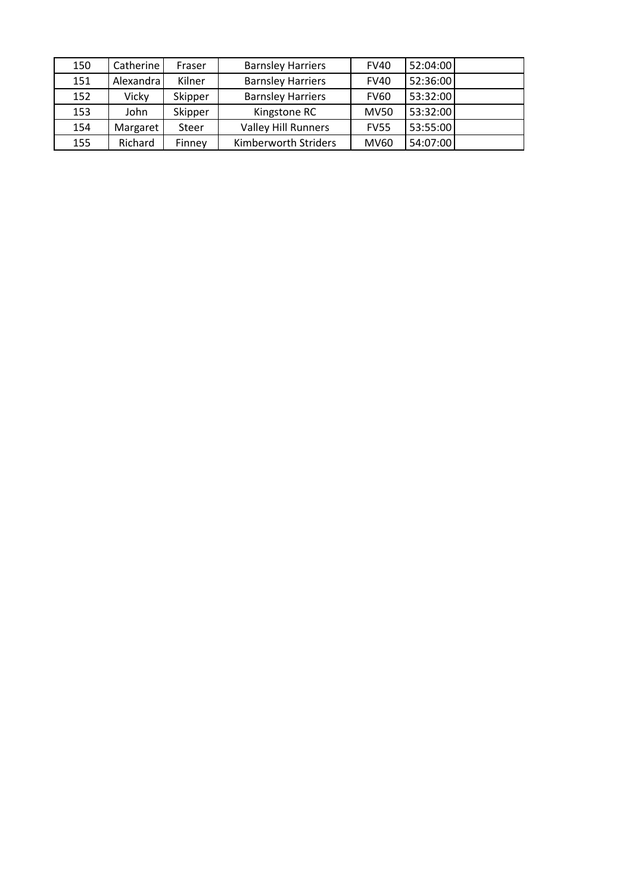| | | | | | | |
|---|---|---|---|---|---|---|
| 150 | Catherine | Fraser | Barnsley Harriers | FV40 | 52:04:00 | |
| 151 | Alexandra | Kilner | Barnsley Harriers | FV40 | 52:36:00 | |
| 152 | Vicky | Skipper | Barnsley Harriers | FV60 | 53:32:00 | |
| 153 | John | Skipper | Kingstone RC | MV50 | 53:32:00 | |
| 154 | Margaret | Steer | Valley Hill Runners | FV55 | 53:55:00 | |
| 155 | Richard | Finney | Kimberworth Striders | MV60 | 54:07:00 | |